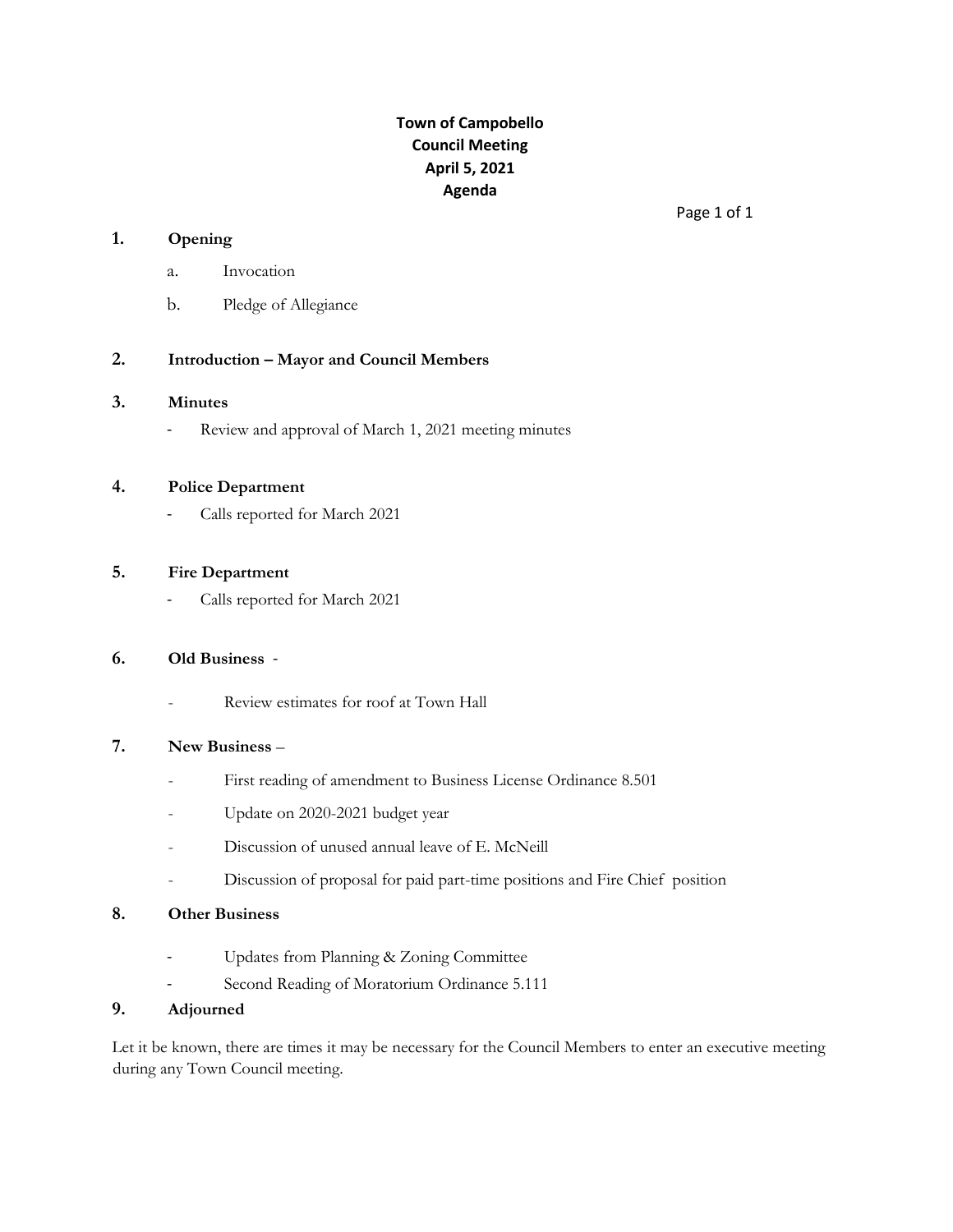# Town of Campobello
# Council Meeting
# April 5, 2021
# Agenda

**1. Opening**

   a. Invocation

   b. Pledge of Allegiance

**2. Introduction – Mayor and Council Members**

**3. Minutes**

- Review and approval of March 1, 2021 meeting minutes

**4. Police Department**

- Calls reported for March 2021

**5. Fire Department**

- Calls reported for March 2021

**6. Old Business** -

- Review estimates for roof at Town Hall

**7. New Business** –

- First reading of amendment to Business License Ordinance 8.501
- Update on 2020-2021 budget year
- Discussion of unused annual leave of E. McNeill
- Discussion of proposal for paid part-time positions and Fire Chief position

**8. Other Business**

- Updates from Planning & Zoning Committee
- Second Reading of Moratorium Ordinance 5.111

**9. Adjourned**

Let it be known, there are times it may be necessary for the Council Members to enter an executive meeting during any Town Council meeting.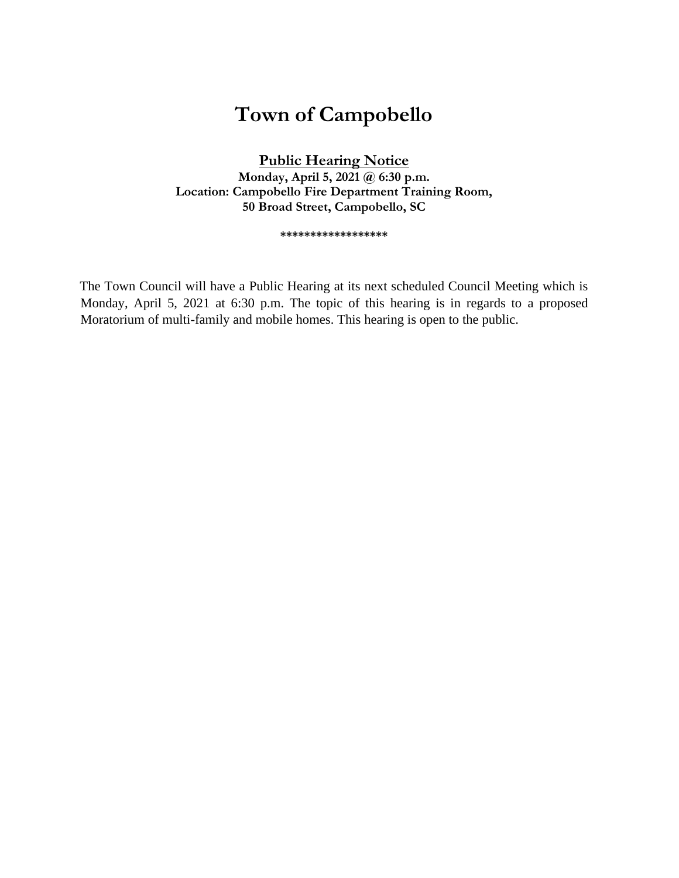# Town of Campobello

**Public Hearing Notice**

**Monday, April 5, 2021 @ 6:30 p.m.**
**Location: Campobello Fire Department Training Room,**
**50 Broad Street, Campobello, SC**

******************

The Town Council will have a Public Hearing at its next scheduled Council Meeting which is Monday, April 5, 2021 at 6:30 p.m. The topic of this hearing is in regards to a proposed Moratorium of multi-family and mobile homes. This hearing is open to the public.